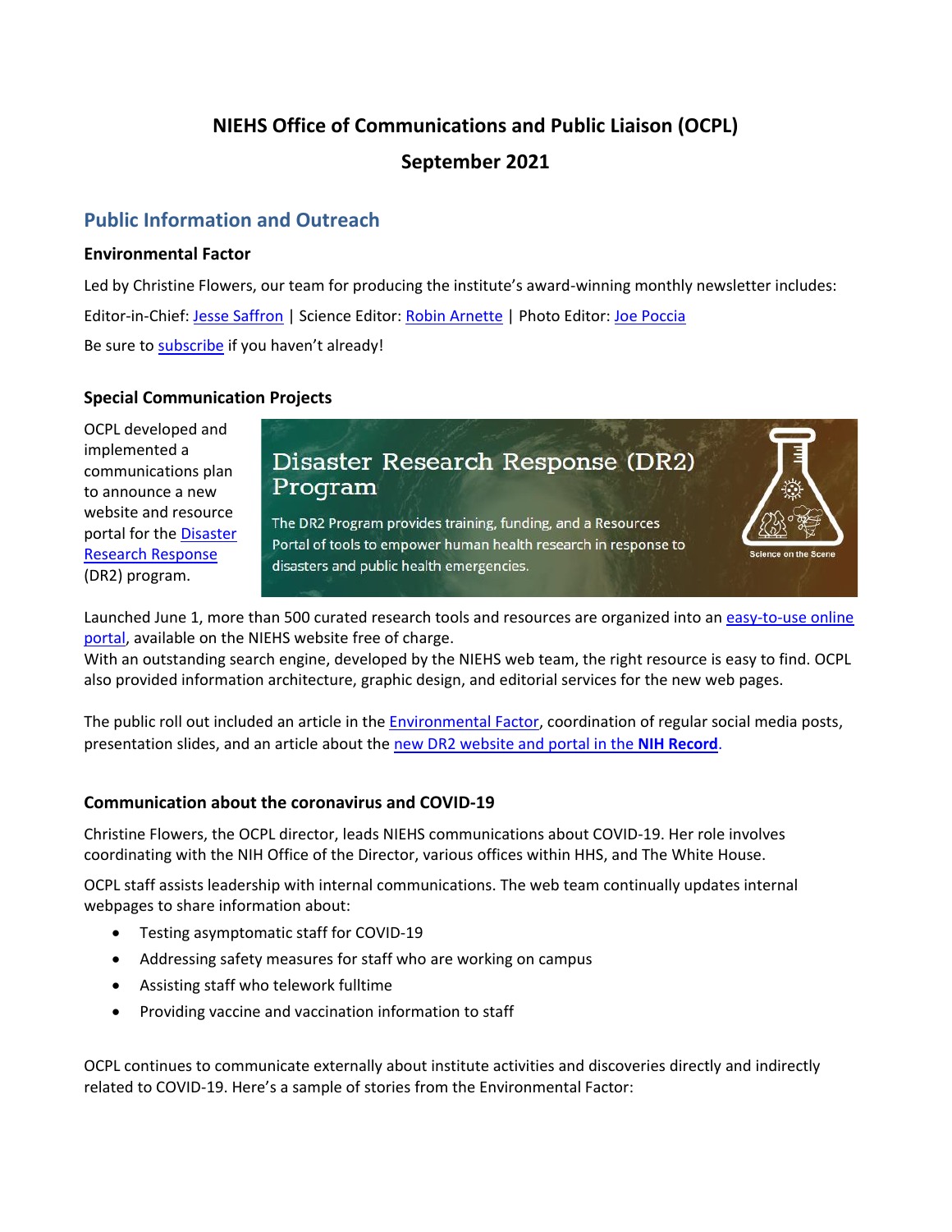# NIEHS Office of Communications and Public Liaison (OCPL)

# September 2021

## Public Information and Outreach

### Environmental Factor

Led by Christine Flowers, our team for producing the institute's award-winning monthly newsletter includes:

Editor-in-Chief: Jesse Saffron | Science Editor: Robin Arnette | Photo Editor: Joe Poccia

Be sure to subscribe if you haven't already!

### Special Communication Projects

OCPL developed and implemented a communications plan to announce a new website and resource portal for the Disaster Research Response (DR2) program.

Disaster Research Response (DR2) Program

The DR2 Program provides training, funding, and a Resources Portal of tools to empower human health research in response to disasters and public health emergencies.

Science on the Scene

Launched June 1, more than 500 curated research tools and resources are organized into an easy-to-use online portal, available on the NIEHS website free of charge.
With an outstanding search engine, developed by the NIEHS web team, the right resource is easy to find. OCPL also provided information architecture, graphic design, and editorial services for the new web pages.

The public roll out included an article in the Environmental Factor, coordination of regular social media posts, presentation slides, and an article about the new DR2 website and portal in the **NIH Record**.

### Communication about the coronavirus and COVID-19

Christine Flowers, the OCPL director, leads NIEHS communications about COVID-19. Her role involves coordinating with the NIH Office of the Director, various offices within HHS, and The White House.

OCPL staff assists leadership with internal communications. The web team continually updates internal webpages to share information about:

- Testing asymptomatic staff for COVID-19
- Addressing safety measures for staff who are working on campus
- Assisting staff who telework fulltime
- Providing vaccine and vaccination information to staff

OCPL continues to communicate externally about institute activities and discoveries directly and indirectly related to COVID-19. Here's a sample of stories from the Environmental Factor: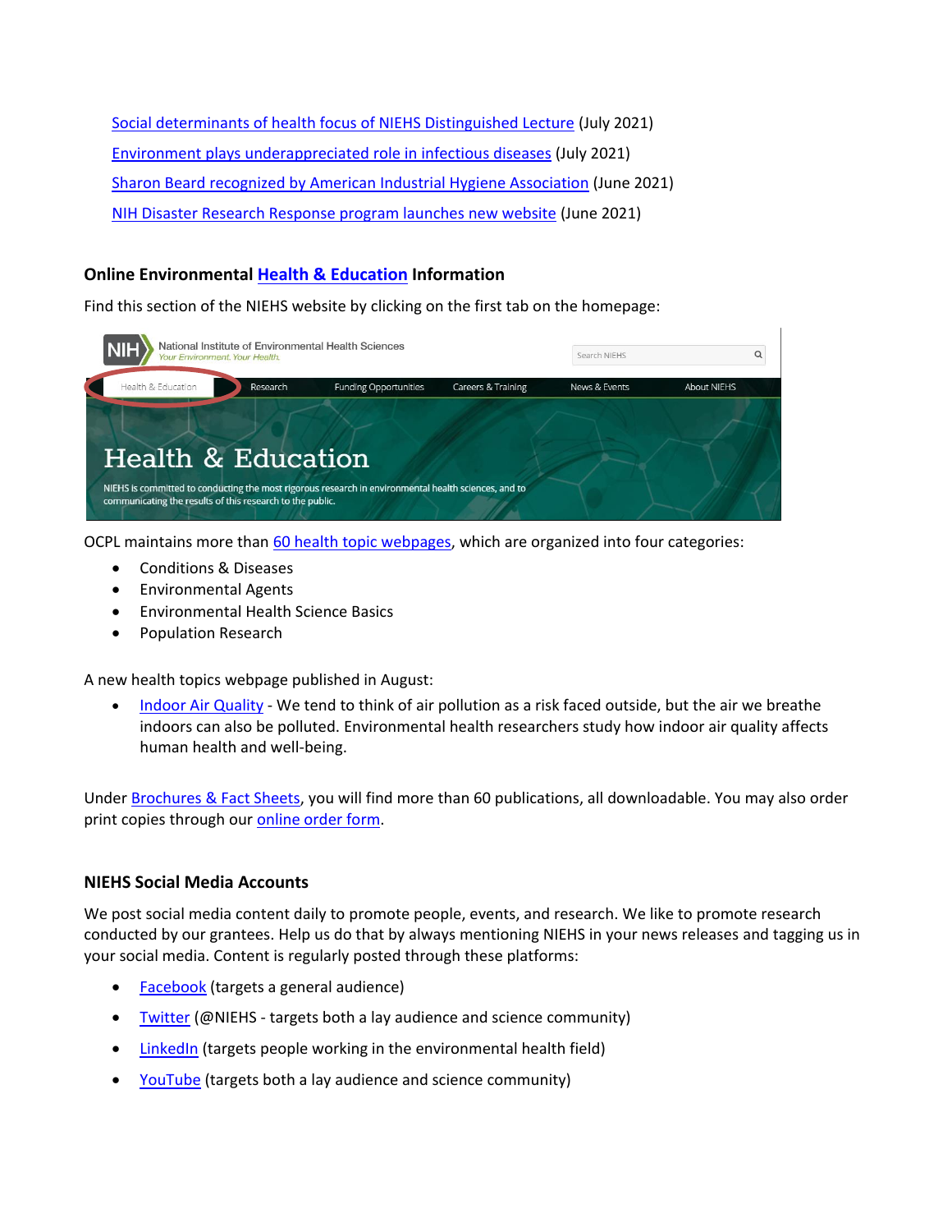- [Social determinants of health focus of NIEHS Distinguished Lecture]() (July 2021)
- [Environment plays underappreciated role in infectious diseases]() (July 2021)
- [Sharon Beard recognized by American Industrial Hygiene Association]() (June 2021)
- [NIH Disaster Research Response program launches new website]() (June 2021)

### Online Environmental [Health & Education]() Information

Find this section of the NIEHS website by clicking on the first tab on the homepage:

OCPL maintains more than [60 health topic webpages](), which are organized into four categories:

- Conditions & Diseases
- Environmental Agents
- Environmental Health Science Basics
- Population Research

A new health topics webpage published in August:

- [Indoor Air Quality]() - We tend to think of air pollution as a risk faced outside, but the air we breathe indoors can also be polluted. Environmental health researchers study how indoor air quality affects human health and well-being.

Under [Brochures & Fact Sheets](), you will find more than 60 publications, all downloadable. You may also order print copies through our [online order form]().

### NIEHS Social Media Accounts

We post social media content daily to promote people, events, and research. We like to promote research conducted by our grantees. Help us do that by always mentioning NIEHS in your news releases and tagging us in your social media. Content is regularly posted through these platforms:

- [Facebook]() (targets a general audience)
- [Twitter]() (@NIEHS - targets both a lay audience and science community)
- [LinkedIn]() (targets people working in the environmental health field)
- [YouTube]() (targets both a lay audience and science community)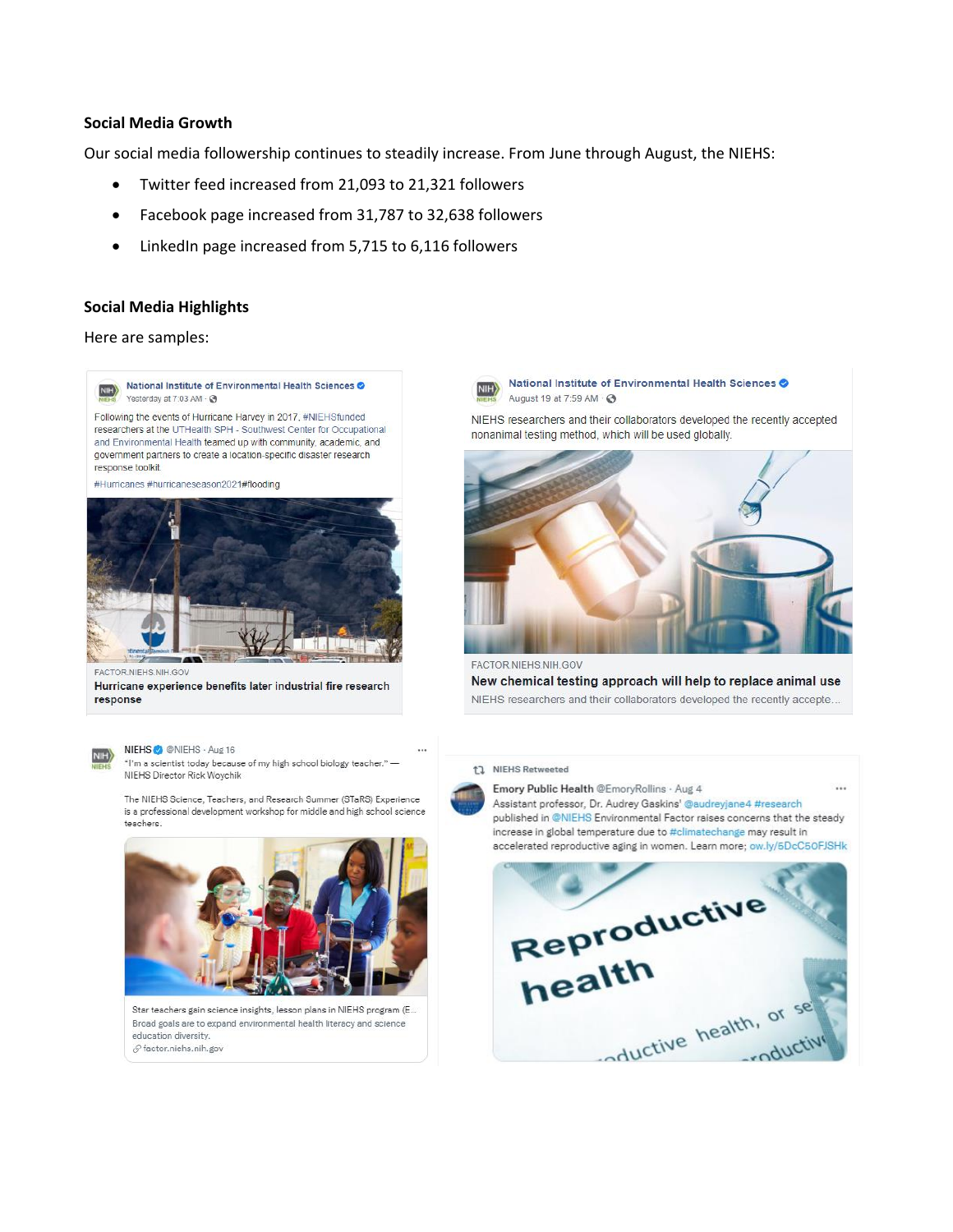**Social Media Growth**

Our social media followership continues to steadily increase. From June through August, the NIEHS:

- Twitter feed increased from 21,093 to 21,321 followers
- Facebook page increased from 31,787 to 32,638 followers
- LinkedIn page increased from 5,715 to 6,116 followers

**Social Media Highlights**

Here are samples:

National Institute of Environmental Health Sciences
Yesterday at 7:03 AM

Following the events of Hurricane Harvey in 2017, #NIEHSfunded researchers at the UTHealth SPH - Southwest Center for Occupational and Environmental Health teamed up with community, academic, and government partners to create a location-specific disaster research response toolkit.

#Hurricanes #hurricaneseason2021#flooding

FACTOR.NIEHS.NIH.GOV
**Hurricane experience benefits later industrial fire research response**

National Institute of Environmental Health Sciences
August 19 at 7:59 AM

NIEHS researchers and their collaborators developed the recently accepted nonanimal testing method, which will be used globally.

FACTOR.NIEHS.NIH.GOV
**New chemical testing approach will help to replace animal use**
NIEHS researchers and their collaborators developed the recently accepte...

NIEHS @NIEHS · Aug 16
"I'm a scientist today because of my high school biology teacher." — NIEHS Director Rick Woychik

The NIEHS Science, Teachers, and Research Summer (STaRS) Experience is a professional development workshop for middle and high school science teachers.

Star teachers gain science insights, lesson plans in NIEHS program (E...
Broad goals are to expand environmental health literacy and science education diversity.
factor.niehs.nih.gov

NIEHS Retweeted
Emory Public Health @EmoryRollins · Aug 4
Assistant professor, Dr. Audrey Gaskins' @audreyjane4 #research published in @NIEHS Environmental Factor raises concerns that the steady increase in global temperature due to #climatechange may result in accelerated reproductive aging in women. Learn more; ow.ly/5DcC50FJSHk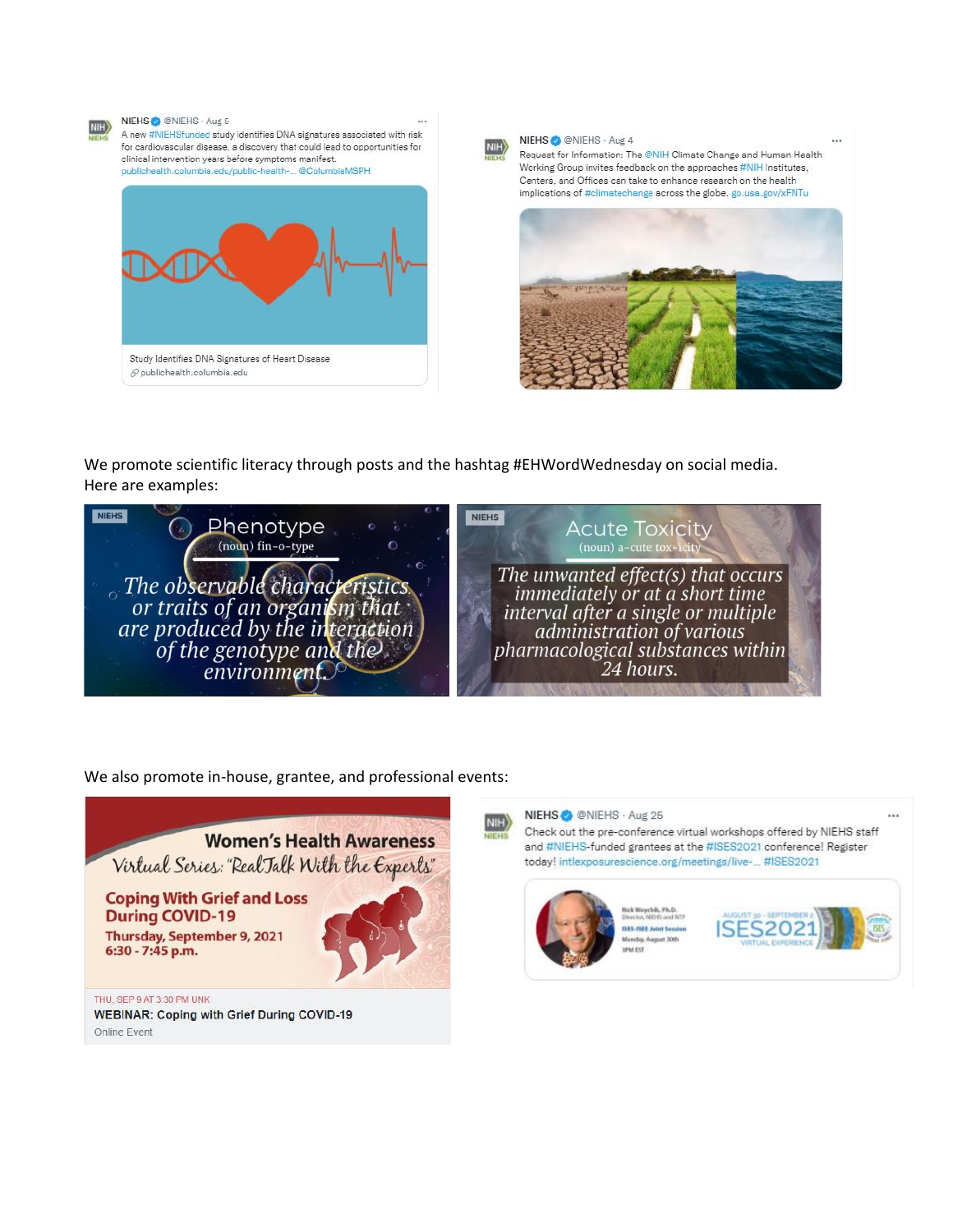NIEHS @NIEHS · Aug 5

A new #NIEHSfunded study identifies DNA signatures associated with risk for cardiovascular disease, a discovery that could lead to opportunities for clinical intervention years before symptoms manifest. publichealth.columbia.edu/public-health-... @ColumbiaMSPH

Study Identifies DNA Signatures of Heart Disease
publichealth.columbia.edu

NIEHS @NIEHS · Aug 4

Request for Information: The @NIH Climate Change and Human Health Working Group invites feedback on the approaches #NIH Institutes, Centers, and Offices can take to enhance research on the health implications of #climatechange across the globe. go.usa.gov/xFNTu

We promote scientific literacy through posts and the hashtag #EHWordWednesday on social media. Here are examples:

NIEHS

Phenotype
(noun) fin-o-type

*The observable characteristics or traits of an organism that are produced by the interaction of the genotype and the environment.*

NIEHS

Acute Toxicity
(noun) a-cute tox-icity

*The unwanted effect(s) that occurs immediately or at a short time interval after a single or multiple administration of various pharmacological substances within 24 hours.*

We also promote in-house, grantee, and professional events:

Women's Health Awareness
Virtual Series: "Real Talk With the Experts"

Coping With Grief and Loss During COVID-19
Thursday, September 9, 2021
6:30 - 7:45 p.m.

THU, SEP 9 AT 3:30 PM UNK
WEBINAR: Coping with Grief During COVID-19
Online Event

NIEHS @NIEHS · Aug 25

Check out the pre-conference virtual workshops offered by NIEHS staff and #NIEHS-funded grantees at the #ISES2021 conference! Register today! intlexposurescience.org/meetings/live-... #ISES2021

Rick Woychik, Ph.D.
Director, NIEHS and NTP
ISES-ISEE Joint Session
Monday, August 30th
3PM EST

AUGUST 30 - SEPTEMBER 2
ISES2021
VIRTUAL EXPERIENCE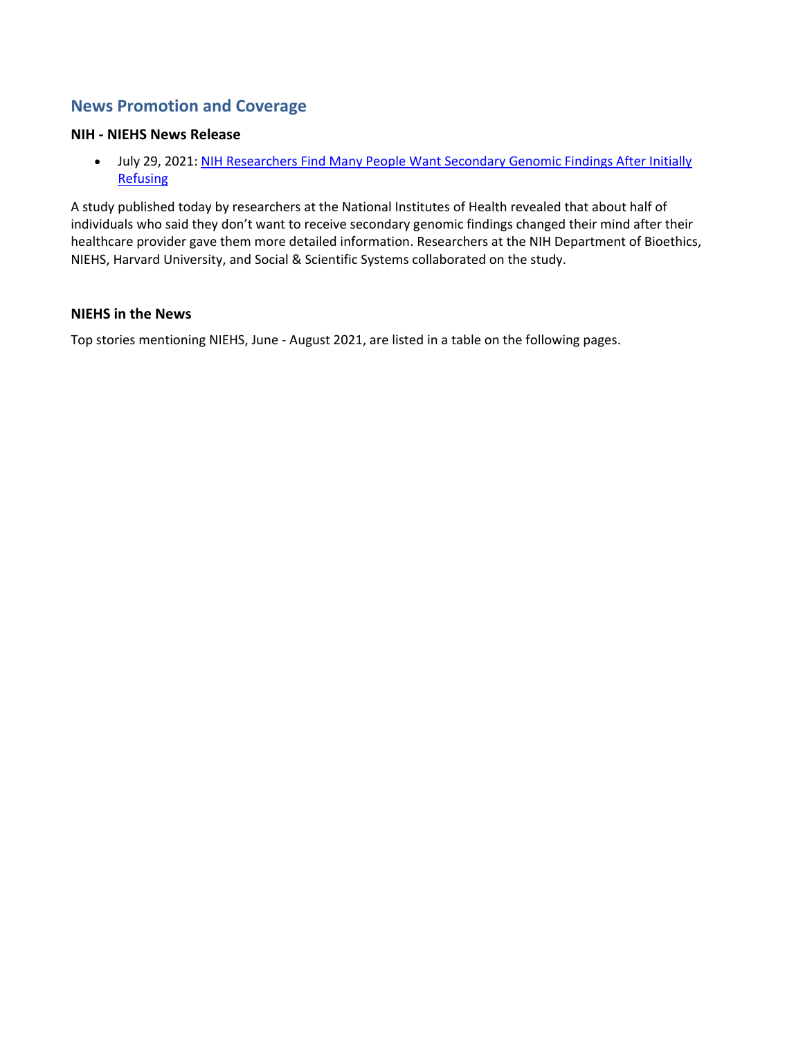## News Promotion and Coverage

### NIH - NIEHS News Release

- July 29, 2021: NIH Researchers Find Many People Want Secondary Genomic Findings After Initially Refusing

A study published today by researchers at the National Institutes of Health revealed that about half of individuals who said they don't want to receive secondary genomic findings changed their mind after their healthcare provider gave them more detailed information. Researchers at the NIH Department of Bioethics, NIEHS, Harvard University, and Social & Scientific Systems collaborated on the study.

### NIEHS in the News

Top stories mentioning NIEHS, June - August 2021, are listed in a table on the following pages.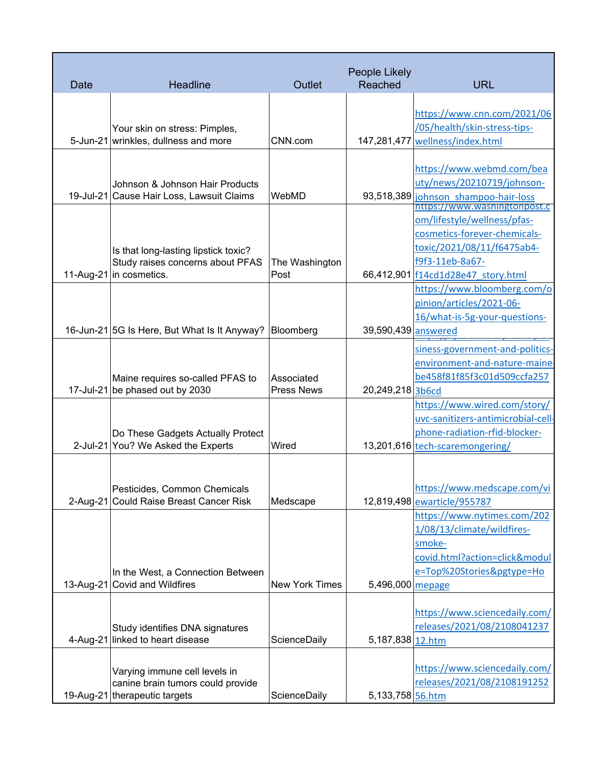| Date | Headline | Outlet | People Likely Reached | URL |
|---|---|---|---|---|
| 5-Jun-21 | Your skin on stress: Pimples, wrinkles, dullness and more | CNN.com | 147,281,477 | https://www.cnn.com/2021/06/05/health/skin-stress-tips-wellness/index.html |
| 19-Jul-21 | Johnson & Johnson Hair Products Cause Hair Loss, Lawsuit Claims | WebMD | 93,518,389 | https://www.webmd.com/beauty/news/20210719/johnson-johnson_shampoo-hair-loss |
| 11-Aug-21 | Is that long-lasting lipstick toxic? Study raises concerns about PFAS in cosmetics. | The Washington Post | 66,412,901 | https://www.washingtonpost.com/lifestyle/wellness/pfas-cosmetics-forever-chemicals-toxic/2021/08/11/f6475ab4-f9f3-11eb-8a67-f14cd1d28e47_story.html |
| 16-Jun-21 | 5G Is Here, But What Is It Anyway? | Bloomberg | 39,590,439 | https://www.bloomberg.com/opinion/articles/2021-06-16/what-is-5g-your-questions-answered |
| 17-Jul-21 | Maine requires so-called PFAS to be phased out by 2030 | Associated Press News | 20,249,218 | siness-government-and-politics-environment-and-nature-maine-be458f81f85f3c01d509ccfa2573b6cd |
| 2-Jul-21 | Do These Gadgets Actually Protect You? We Asked the Experts | Wired | 13,201,616 | https://www.wired.com/story/uvc-sanitizers-antimicrobial-cell-phone-radiation-rfid-blocker-tech-scaremongering/ |
| 2-Aug-21 | Pesticides, Common Chemicals Could Raise Breast Cancer Risk | Medscape | 12,819,498 | https://www.medscape.com/viewarticle/955787 |
| 13-Aug-21 | In the West, a Connection Between Covid and Wildfires | New York Times | 5,496,000 | https://www.nytimes.com/2021/08/13/climate/wildfires-smoke-covid.html?action=click&module=Top%20Stories&pgtype=Homepage |
| 4-Aug-21 | Study identifies DNA signatures linked to heart disease | ScienceDaily | 5,187,838 | https://www.sciencedaily.com/releases/2021/08/210804123712.htm |
| 19-Aug-21 | Varying immune cell levels in canine brain tumors could provide therapeutic targets | ScienceDaily | 5,133,758 | https://www.sciencedaily.com/releases/2021/08/210819125256.htm |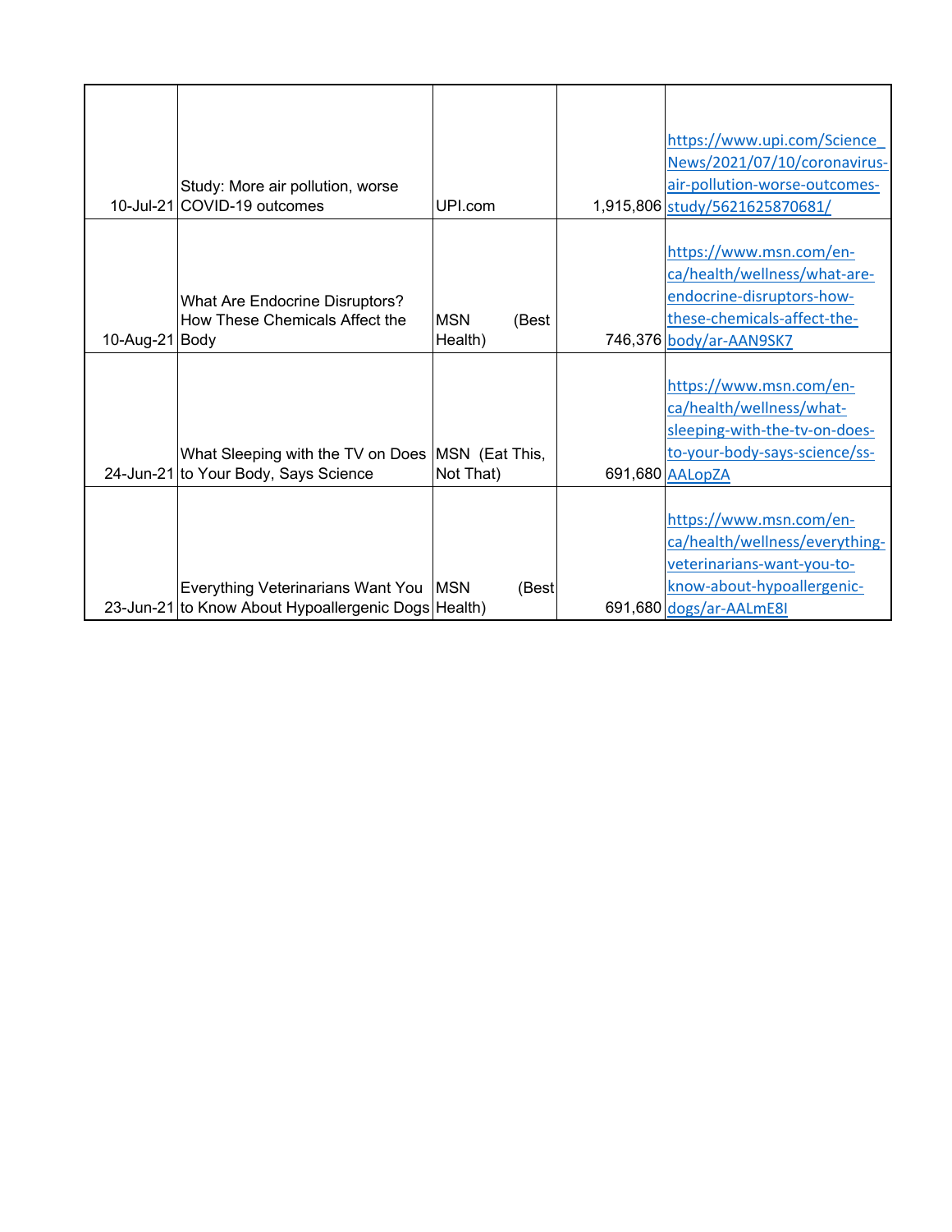| | | | | |
|---|---|---|---|---|
| 10-Jul-21 | Study: More air pollution, worse COVID-19 outcomes | UPI.com | 1,915,806 | https://www.upi.com/Science_News/2021/07/10/coronavirus-air-pollution-worse-outcomes-study/5621625870681/ |
| 10-Aug-21 | What Are Endocrine Disruptors? How These Chemicals Affect the Body | MSN (Best Health) | 746,376 | https://www.msn.com/en-ca/health/wellness/what-are-endocrine-disruptors-how-these-chemicals-affect-the-body/ar-AAN9SK7 |
| 24-Jun-21 | What Sleeping with the TV on Does to Your Body, Says Science | MSN (Eat This, Not That) | 691,680 | https://www.msn.com/en-ca/health/wellness/what-sleeping-with-the-tv-on-does-to-your-body-says-science/ss-AALopZA |
| 23-Jun-21 | Everything Veterinarians Want You to Know About Hypoallergenic Dogs | MSN (Best Health) | 691,680 | https://www.msn.com/en-ca/health/wellness/everything-veterinarians-want-you-to-know-about-hypoallergenic-dogs/ar-AALmE8I |